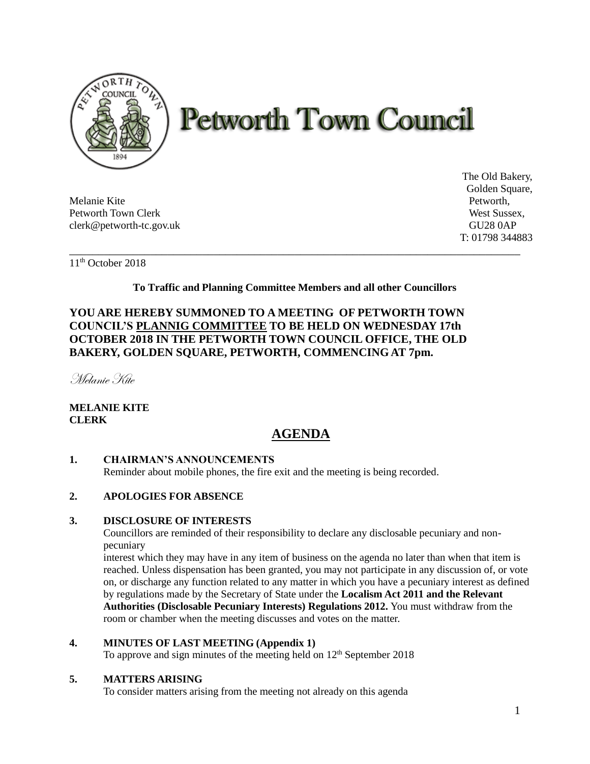# Petworth Town Council

Melanie Kite
Petworth Town Clerk
clerk@petworth-tc.gov.uk

The Old Bakery,
Golden Square,
Petworth,
West Sussex,
GU28 0AP
T: 01798 344883

---

11th October 2018

**To Traffic and Planning Committee Members and all other Councillors**

**YOU ARE HEREBY SUMMONED TO A MEETING OF PETWORTH TOWN COUNCIL'S PLANNIG COMMITTEE TO BE HELD ON WEDNESDAY 17th OCTOBER 2018 IN THE PETWORTH TOWN COUNCIL OFFICE, THE OLD BAKERY, GOLDEN SQUARE, PETWORTH, COMMENCING AT 7pm.**

*Melanie Kite*

**MELANIE KITE**
**CLERK**

## AGENDA

**1. CHAIRMAN'S ANNOUNCEMENTS**

Reminder about mobile phones, the fire exit and the meeting is being recorded.

**2. APOLOGIES FOR ABSENCE**

**3. DISCLOSURE OF INTERESTS**

Councillors are reminded of their responsibility to declare any disclosable pecuniary and non-pecuniary interest which they may have in any item of business on the agenda no later than when that item is reached. Unless dispensation has been granted, you may not participate in any discussion of, or vote on, or discharge any function related to any matter in which you have a pecuniary interest as defined by regulations made by the Secretary of State under the **Localism Act 2011 and the Relevant Authorities (Disclosable Pecuniary Interests) Regulations 2012.** You must withdraw from the room or chamber when the meeting discusses and votes on the matter.

**4. MINUTES OF LAST MEETING (Appendix 1)**

To approve and sign minutes of the meeting held on 12th September 2018

**5. MATTERS ARISING**

To consider matters arising from the meeting not already on this agenda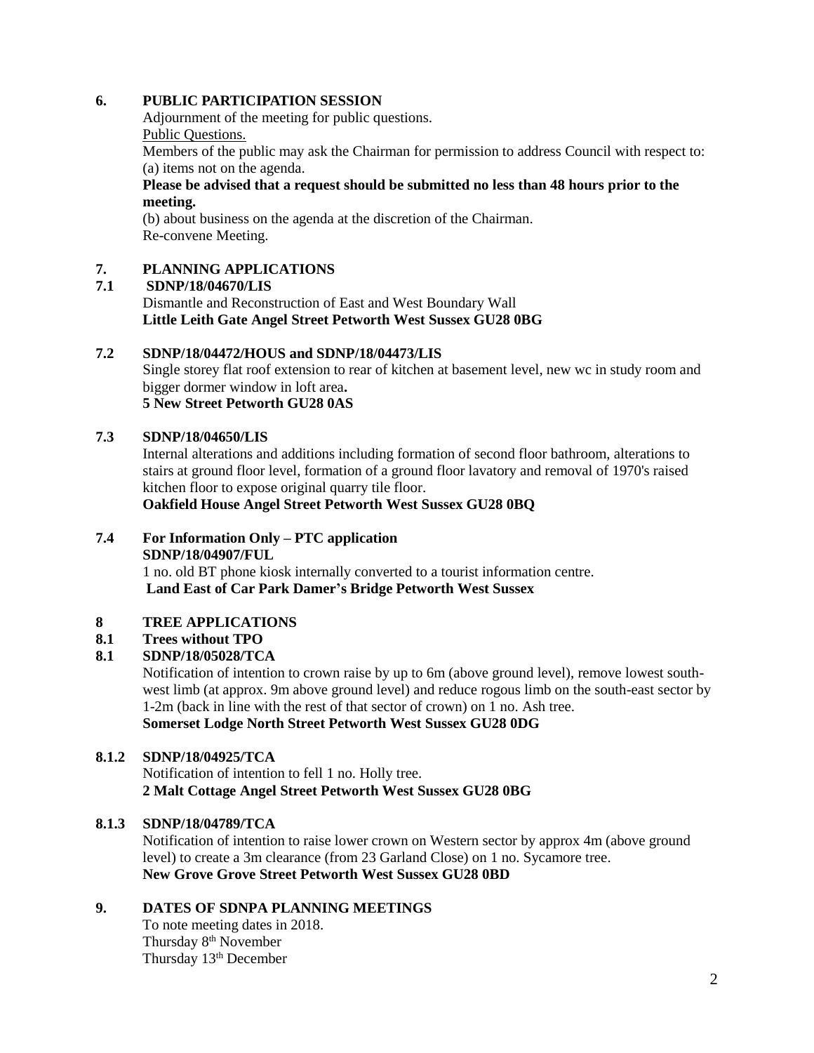## 6. PUBLIC PARTICIPATION SESSION

Adjournment of the meeting for public questions.

Public Questions.

Members of the public may ask the Chairman for permission to address Council with respect to:
(a) items not on the agenda.

**Please be advised that a request should be submitted no less than 48 hours prior to the meeting.**

(b) about business on the agenda at the discretion of the Chairman.

Re-convene Meeting.

## 7. PLANNING APPLICATIONS

### 7.1 SDNP/18/04670/LIS

Dismantle and Reconstruction of East and West Boundary Wall

**Little Leith Gate Angel Street Petworth West Sussex GU28 0BG**

### 7.2 SDNP/18/04472/HOUS and SDNP/18/04473/LIS

Single storey flat roof extension to rear of kitchen at basement level, new wc in study room and bigger dormer window in loft area**.**

**5 New Street Petworth GU28 0AS**

### 7.3 SDNP/18/04650/LIS

Internal alterations and additions including formation of second floor bathroom, alterations to stairs at ground floor level, formation of a ground floor lavatory and removal of 1970's raised kitchen floor to expose original quarry tile floor.

**Oakfield House Angel Street Petworth West Sussex GU28 0BQ**

### 7.4 For Information Only – PTC application

**SDNP/18/04907/FUL**

1 no. old BT phone kiosk internally converted to a tourist information centre.

**Land East of Car Park Damer's Bridge Petworth West Sussex**

## 8 TREE APPLICATIONS

### 8.1 Trees without TPO

### 8.1 SDNP/18/05028/TCA

Notification of intention to crown raise by up to 6m (above ground level), remove lowest south-west limb (at approx. 9m above ground level) and reduce rogous limb on the south-east sector by 1-2m (back in line with the rest of that sector of crown) on 1 no. Ash tree.

**Somerset Lodge North Street Petworth West Sussex GU28 0DG**

### 8.1.2 SDNP/18/04925/TCA

Notification of intention to fell 1 no. Holly tree.

**2 Malt Cottage Angel Street Petworth West Sussex GU28 0BG**

### 8.1.3 SDNP/18/04789/TCA

Notification of intention to raise lower crown on Western sector by approx 4m (above ground level) to create a 3m clearance (from 23 Garland Close) on 1 no. Sycamore tree.

**New Grove Grove Street Petworth West Sussex GU28 0BD**

## 9. DATES OF SDNPA PLANNING MEETINGS

To note meeting dates in 2018.

Thursday 8th November

Thursday 13th December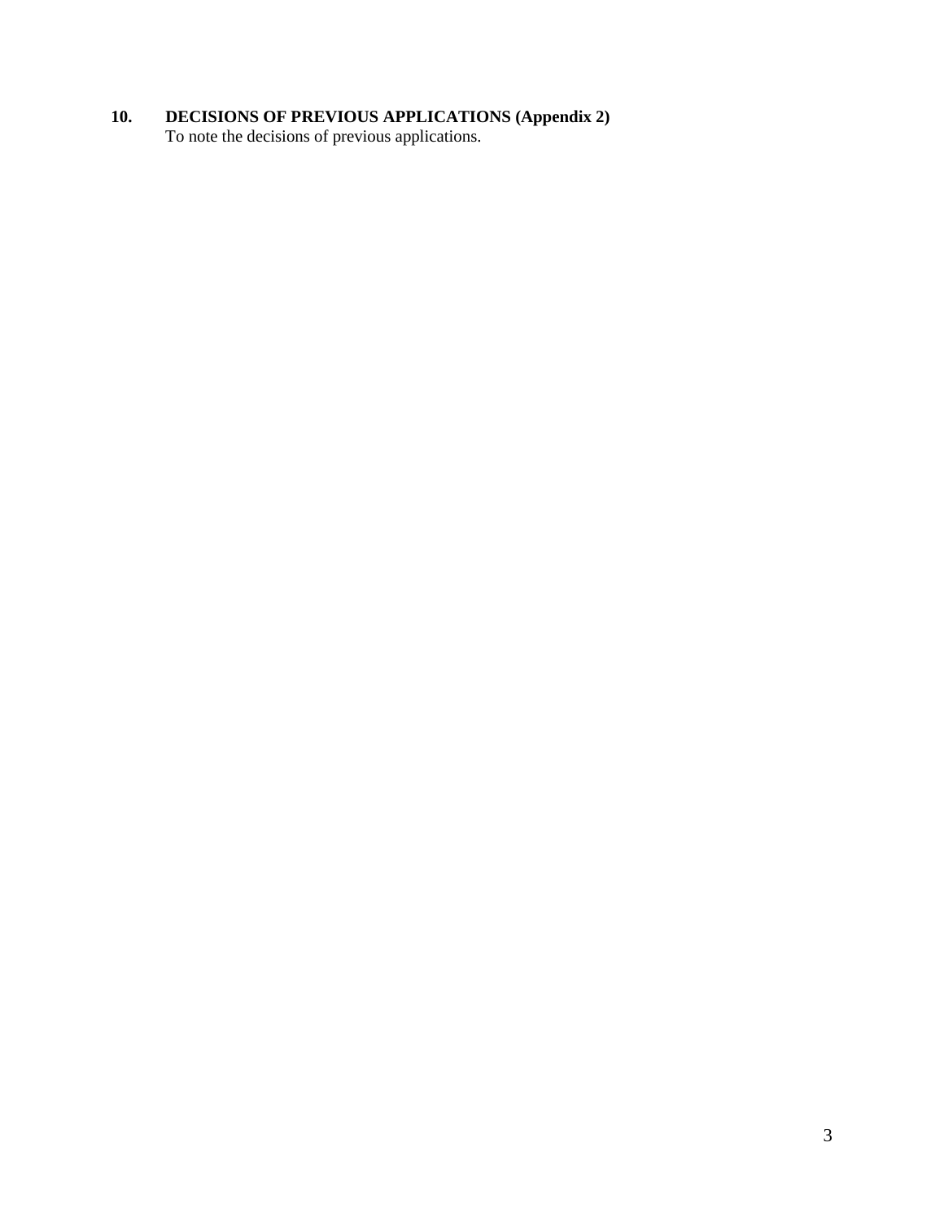**10. DECISIONS OF PREVIOUS APPLICATIONS (Appendix 2)**

To note the decisions of previous applications.